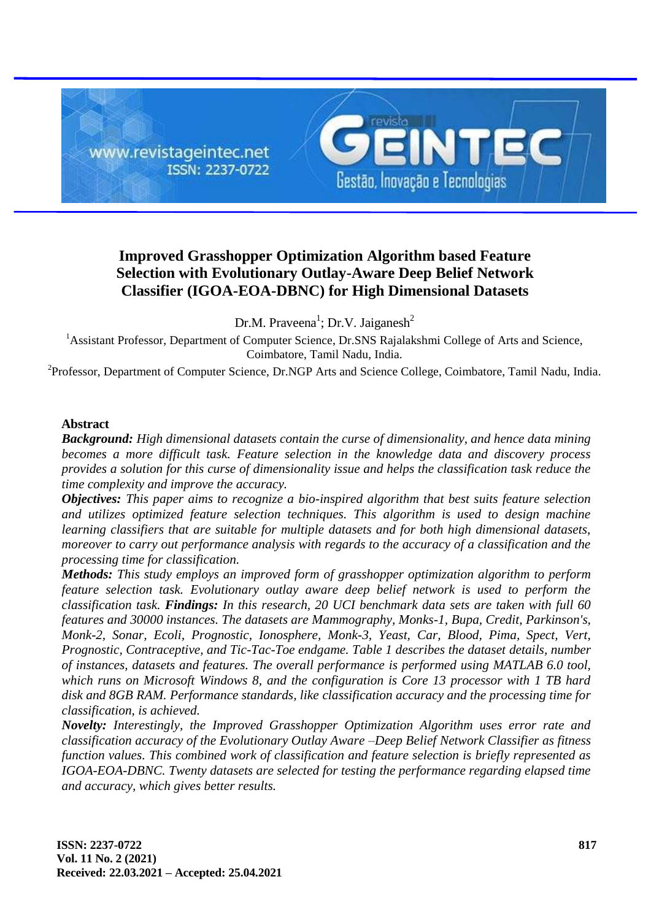# Improved Grasshopper Optimization Algorithm based Feature Selection with Evolutionary Outlay-Aware Deep Belief Network Classifier (IGOA-EOA-DBNC) for High Dimensional Datasets

Dr.M. Praveena[1]; Dr.V. Jaiganesh[2]

[1]Assistant Professor, Department of Computer Science, Dr.SNS Rajalakshmi College of Arts and Science, Coimbatore, Tamil Nadu, India.

[2]Professor, Department of Computer Science, Dr.NGP Arts and Science College, Coimbatore, Tamil Nadu, India.

## Abstract

***Background:*** *High dimensional datasets contain the curse of dimensionality, and hence data mining becomes a more difficult task. Feature selection in the knowledge data and discovery process provides a solution for this curse of dimensionality issue and helps the classification task reduce the time complexity and improve the accuracy.*

***Objectives:*** *This paper aims to recognize a bio-inspired algorithm that best suits feature selection and utilizes optimized feature selection techniques. This algorithm is used to design machine learning classifiers that are suitable for multiple datasets and for both high dimensional datasets, moreover to carry out performance analysis with regards to the accuracy of a classification and the processing time for classification.*

***Methods:*** *This study employs an improved form of grasshopper optimization algorithm to perform feature selection task. Evolutionary outlay aware deep belief network is used to perform the classification task.* ***Findings:*** *In this research, 20 UCI benchmark data sets are taken with full 60 features and 30000 instances. The datasets are Mammography, Monks-1, Bupa, Credit, Parkinson's, Monk-2, Sonar, Ecoli, Prognostic, Ionosphere, Monk-3, Yeast, Car, Blood, Pima, Spect, Vert, Prognostic, Contraceptive, and Tic-Tac-Toe endgame. Table 1 describes the dataset details, number of instances, datasets and features. The overall performance is performed using MATLAB 6.0 tool, which runs on Microsoft Windows 8, and the configuration is Core 13 processor with 1 TB hard disk and 8GB RAM. Performance standards, like classification accuracy and the processing time for classification, is achieved.*

***Novelty:*** *Interestingly, the Improved Grasshopper Optimization Algorithm uses error rate and classification accuracy of the Evolutionary Outlay Aware –Deep Belief Network Classifier as fitness function values. This combined work of classification and feature selection is briefly represented as IGOA-EOA-DBNC. Twenty datasets are selected for testing the performance regarding elapsed time and accuracy, which gives better results.*

**Received: 22.03.2021 – Accepted: 25.04.2021**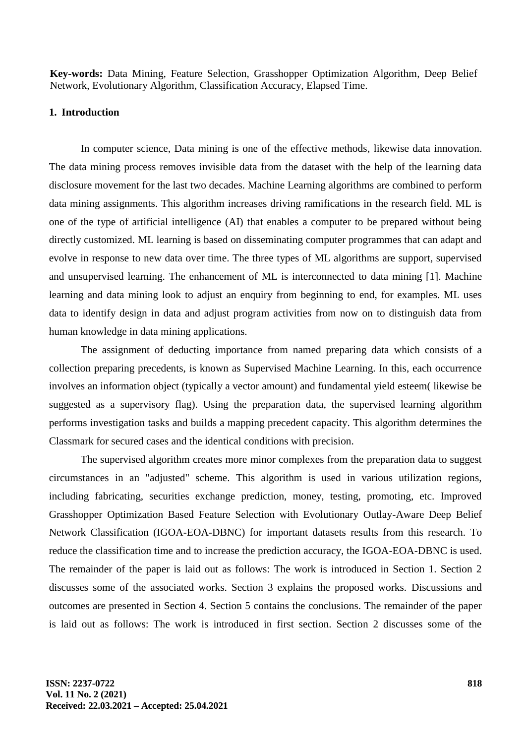**Key-words:** Data Mining, Feature Selection, Grasshopper Optimization Algorithm, Deep Belief Network, Evolutionary Algorithm, Classification Accuracy, Elapsed Time.

## 1. Introduction

In computer science, Data mining is one of the effective methods, likewise data innovation. The data mining process removes invisible data from the dataset with the help of the learning data disclosure movement for the last two decades. Machine Learning algorithms are combined to perform data mining assignments. This algorithm increases driving ramifications in the research field. ML is one of the type of artificial intelligence (AI) that enables a computer to be prepared without being directly customized. ML learning is based on disseminating computer programmes that can adapt and evolve in response to new data over time. The three types of ML algorithms are support, supervised and unsupervised learning. The enhancement of ML is interconnected to data mining [1]. Machine learning and data mining look to adjust an enquiry from beginning to end, for examples. ML uses data to identify design in data and adjust program activities from now on to distinguish data from human knowledge in data mining applications.

The assignment of deducting importance from named preparing data which consists of a collection preparing precedents, is known as Supervised Machine Learning. In this, each occurrence involves an information object (typically a vector amount) and fundamental yield esteem( likewise be suggested as a supervisory flag). Using the preparation data, the supervised learning algorithm performs investigation tasks and builds a mapping precedent capacity. This algorithm determines the Classmark for secured cases and the identical conditions with precision.

The supervised algorithm creates more minor complexes from the preparation data to suggest circumstances in an "adjusted" scheme. This algorithm is used in various utilization regions, including fabricating, securities exchange prediction, money, testing, promoting, etc. Improved Grasshopper Optimization Based Feature Selection with Evolutionary Outlay-Aware Deep Belief Network Classification (IGOA-EOA-DBNC) for important datasets results from this research. To reduce the classification time and to increase the prediction accuracy, the IGOA-EOA-DBNC is used. The remainder of the paper is laid out as follows: The work is introduced in Section 1. Section 2 discusses some of the associated works. Section 3 explains the proposed works. Discussions and outcomes are presented in Section 4. Section 5 contains the conclusions. The remainder of the paper is laid out as follows: The work is introduced in first section. Section 2 discusses some of the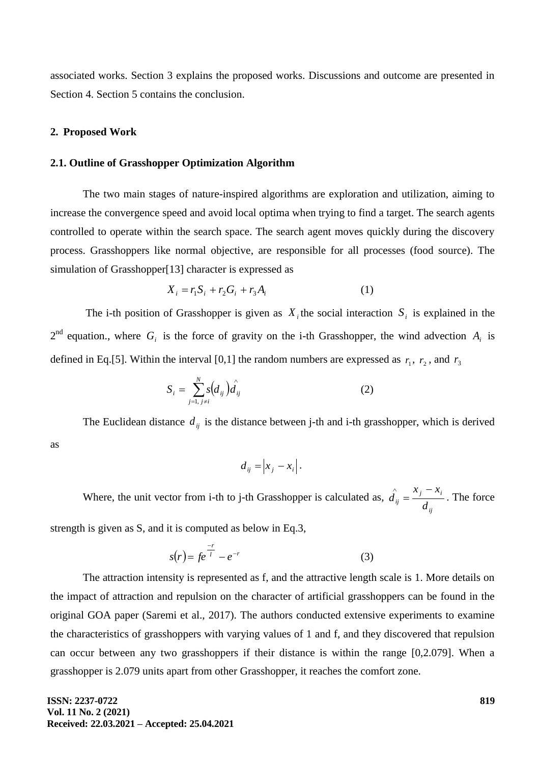associated works. Section 3 explains the proposed works. Discussions and outcome are presented in Section 4. Section 5 contains the conclusion.

## 2. Proposed Work

### 2.1. Outline of Grasshopper Optimization Algorithm

The two main stages of nature-inspired algorithms are exploration and utilization, aiming to increase the convergence speed and avoid local optima when trying to find a target. The search agents controlled to operate within the search space. The search agent moves quickly during the discovery process. Grasshoppers like normal objective, are responsible for all processes (food source). The simulation of Grasshopper[13] character is expressed as

$$X_i = r_1 S_i + r_2 G_i + r_3 A_i \tag{1}$$

The i-th position of Grasshopper is given as $X_i$ the social interaction $S_i$ is explained in the 2nd equation., where $G_i$ is the force of gravity on the i-th Grasshopper, the wind advection $A_i$ is defined in Eq.[5]. Within the interval [0,1] the random numbers are expressed as $r_1$, $r_2$, and $r_3$

$$S_i = \sum_{j=1,\, j \neq i}^{N} s(d_{ij}) \hat{d}_{ij} \tag{2}$$

The Euclidean distance $d_{ij}$ is the distance between j-th and i-th grasshopper, which is derived as

$$d_{ij} = \left| x_j - x_i \right|.$$

Where, the unit vector from i-th to j-th Grasshopper is calculated as, $\hat{d}_{ij} = \frac{x_j - x_i}{d_{ij}}$. The force strength is given as S, and it is computed as below in Eq.3,

$$s(r) = f e^{\frac{-r}{l}} - e^{-r} \tag{3}$$

The attraction intensity is represented as f, and the attractive length scale is 1. More details on the impact of attraction and repulsion on the character of artificial grasshoppers can be found in the original GOA paper (Saremi et al., 2017). The authors conducted extensive experiments to examine the characteristics of grasshoppers with varying values of 1 and f, and they discovered that repulsion can occur between any two grasshoppers if their distance is within the range [0,2.079]. When a grasshopper is 2.079 units apart from other Grasshopper, it reaches the comfort zone.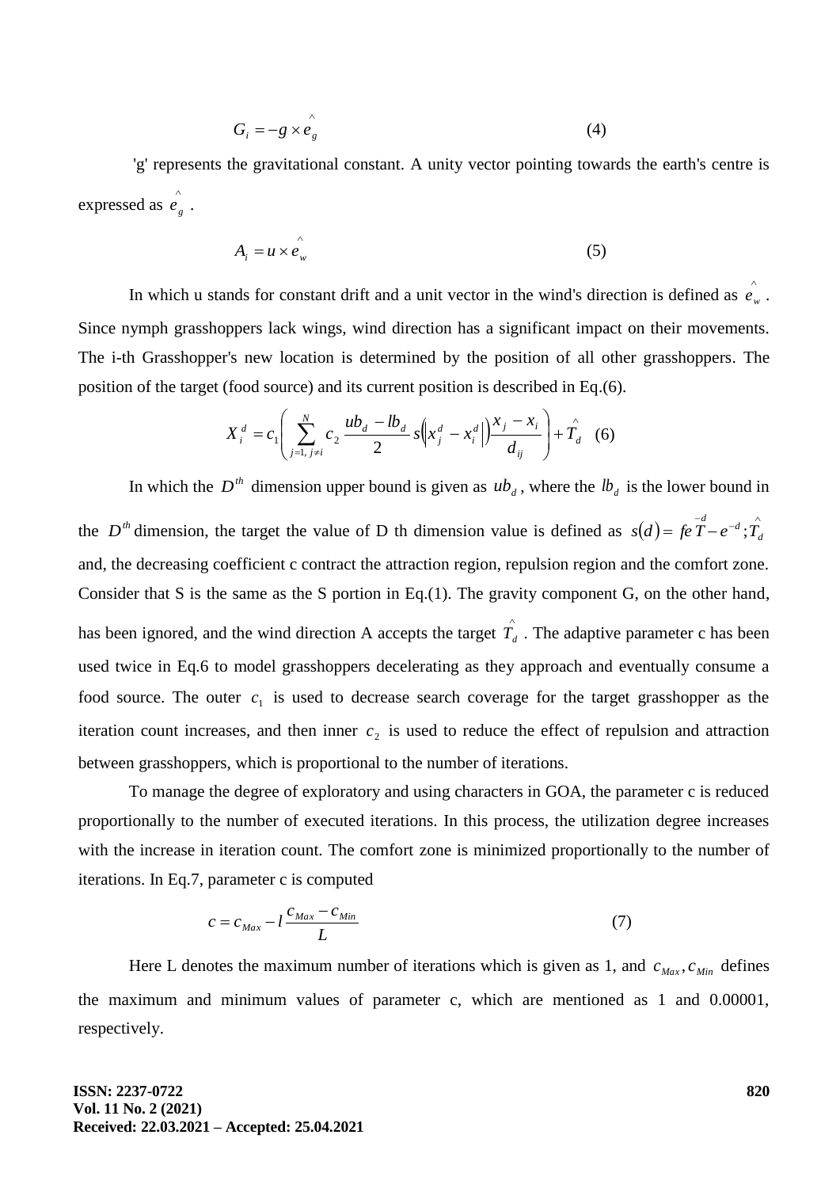$$G_i = -g \times \hat{e}_g \quad (4)$$

'g' represents the gravitational constant. A unity vector pointing towards the earth's centre is expressed as $\hat{e}_g$ .

$$A_i = u \times \hat{e}_w \quad (5)$$

In which u stands for constant drift and a unit vector in the wind's direction is defined as $\hat{e}_w$ . Since nymph grasshoppers lack wings, wind direction has a significant impact on their movements. The i-th Grasshopper's new location is determined by the position of all other grasshoppers. The position of the target (food source) and its current position is described in Eq.(6).

$$X_i^d = c_1 \left( \sum_{j=1, j \neq i}^{N} c_2 \frac{ub_d - lb_d}{2} s\left(\left|x_j^d - x_i^d\right|\right) \frac{x_j - x_i}{d_{ij}} \right) + \hat{T}_d \quad (6)$$

In which the $D^{th}$ dimension upper bound is given as $ub_d$ , where the $lb_d$ is the lower bound in the $D^{th}$ dimension, the target the value of D th dimension value is defined as $s(d) = fe\overset{-d}{T} - e^{-d}; \hat{T}_d$ and, the decreasing coefficient c contract the attraction region, repulsion region and the comfort zone. Consider that S is the same as the S portion in Eq.(1). The gravity component G, on the other hand, has been ignored, and the wind direction A accepts the target $\hat{T}_d$ . The adaptive parameter c has been used twice in Eq.6 to model grasshoppers decelerating as they approach and eventually consume a food source. The outer $c_1$ is used to decrease search coverage for the target grasshopper as the iteration count increases, and then inner $c_2$ is used to reduce the effect of repulsion and attraction between grasshoppers, which is proportional to the number of iterations.

To manage the degree of exploratory and using characters in GOA, the parameter c is reduced proportionally to the number of executed iterations. In this process, the utilization degree increases with the increase in iteration count. The comfort zone is minimized proportionally to the number of iterations. In Eq.7, parameter c is computed

$$c = c_{Max} - l \frac{c_{Max} - c_{Min}}{L} \quad (7)$$

Here L denotes the maximum number of iterations which is given as 1, and $c_{Max}, c_{Min}$ defines the maximum and minimum values of parameter c, which are mentioned as 1 and 0.00001, respectively.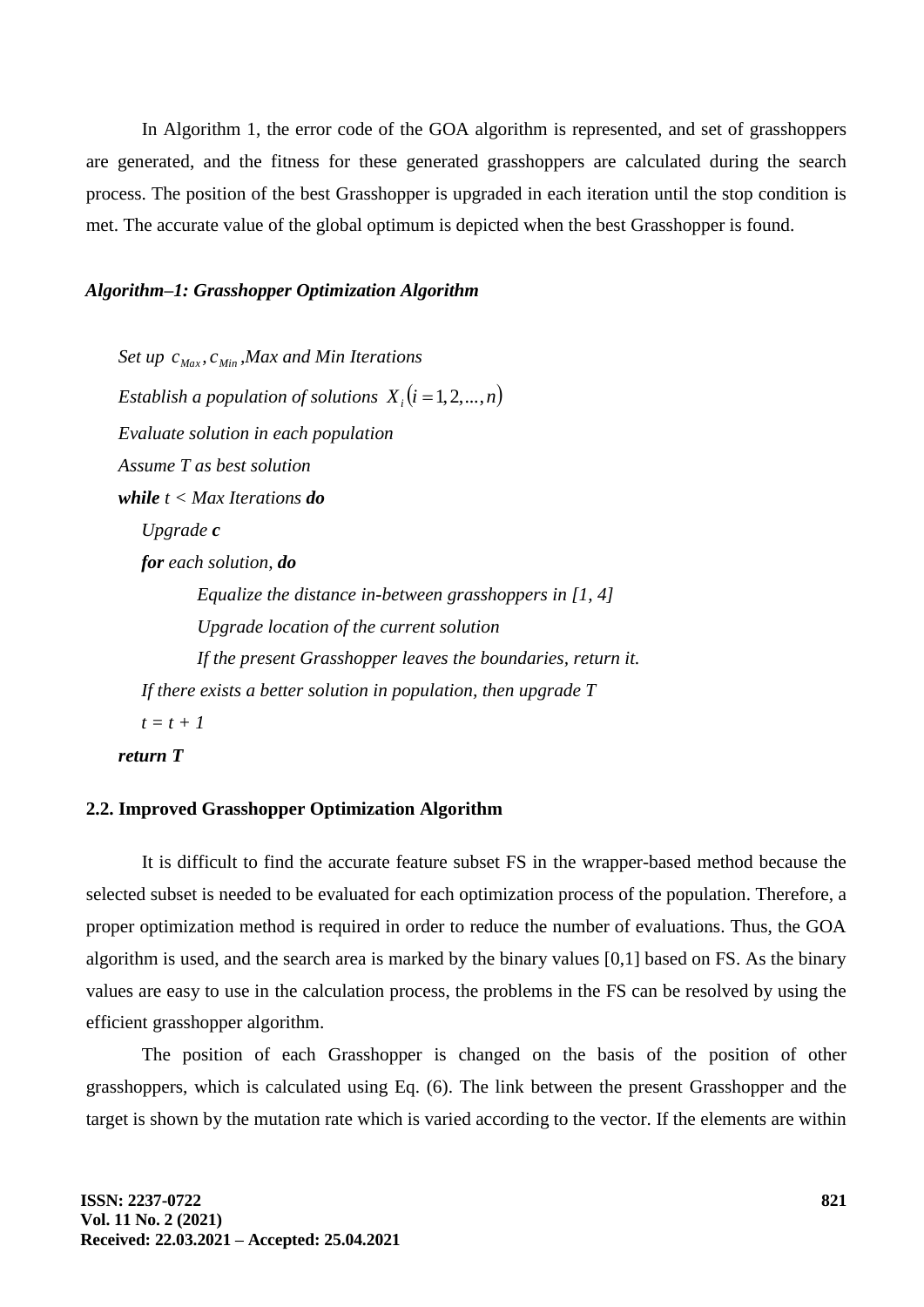In Algorithm 1, the error code of the GOA algorithm is represented, and set of grasshoppers are generated, and the fitness for these generated grasshoppers are calculated during the search process. The position of the best Grasshopper is upgraded in each iteration until the stop condition is met. The accurate value of the global optimum is depicted when the best Grasshopper is found.

***Algorithm–1: Grasshopper Optimization Algorithm***

*Set up* $c_{Max}, c_{Min}$ *,Max and Min Iterations*

*Establish a population of solutions* $X_i (i = 1, 2, ..., n)$

*Evaluate solution in each population*

*Assume T as best solution*

***while*** *t < Max Iterations* ***do***

&nbsp;&nbsp;&nbsp;&nbsp;*Upgrade* ***c***

&nbsp;&nbsp;&nbsp;&nbsp;***for*** *each solution,* ***do***

&nbsp;&nbsp;&nbsp;&nbsp;&nbsp;&nbsp;&nbsp;&nbsp;*Equalize the distance in-between grasshoppers in [1, 4]*

&nbsp;&nbsp;&nbsp;&nbsp;&nbsp;&nbsp;&nbsp;&nbsp;*Upgrade location of the current solution*

&nbsp;&nbsp;&nbsp;&nbsp;&nbsp;&nbsp;&nbsp;&nbsp;*If the present Grasshopper leaves the boundaries, return it.*

&nbsp;&nbsp;&nbsp;&nbsp;*If there exists a better solution in population, then upgrade T*

&nbsp;&nbsp;&nbsp;&nbsp;*t = t + 1*

***return T***

## 2.2. Improved Grasshopper Optimization Algorithm

It is difficult to find the accurate feature subset FS in the wrapper-based method because the selected subset is needed to be evaluated for each optimization process of the population. Therefore, a proper optimization method is required in order to reduce the number of evaluations. Thus, the GOA algorithm is used, and the search area is marked by the binary values [0,1] based on FS. As the binary values are easy to use in the calculation process, the problems in the FS can be resolved by using the efficient grasshopper algorithm.

The position of each Grasshopper is changed on the basis of the position of other grasshoppers, which is calculated using Eq. (6). The link between the present Grasshopper and the target is shown by the mutation rate which is varied according to the vector. If the elements are within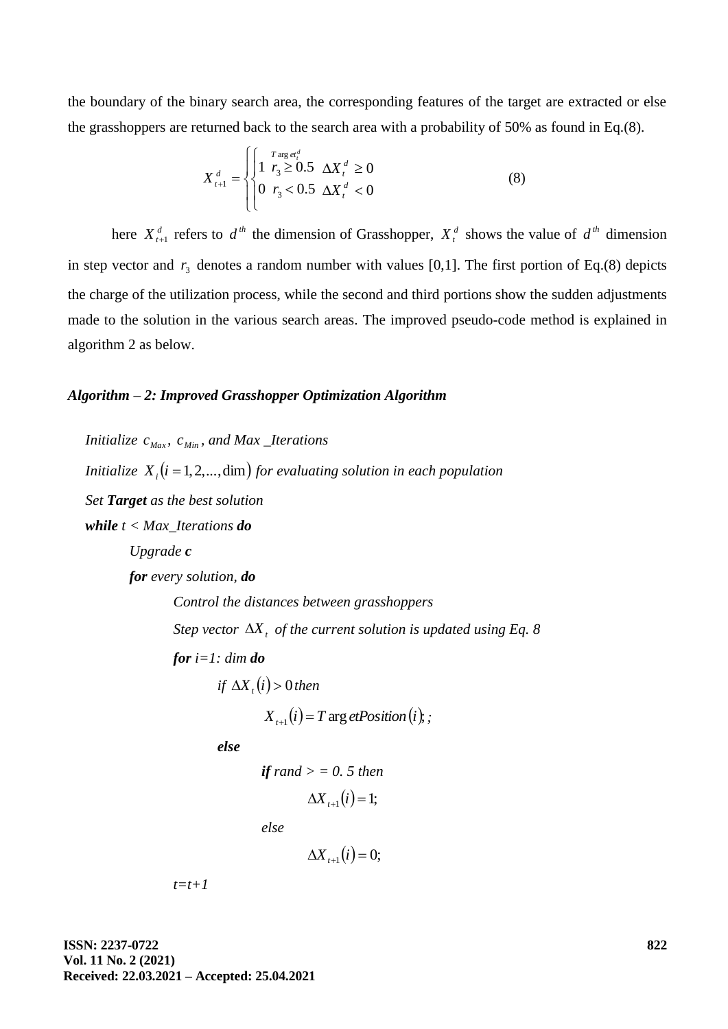the boundary of the binary search area, the corresponding features of the target are extracted or else the grasshoppers are returned back to the search area with a probability of 50% as found in Eq.(8).

$$X_{t+1}^{d} = \begin{cases} \begin{cases} Target_t^d \\ 1 \;\; r_3 \geq 0.5 \;\; \Delta X_t^d \geq 0 \\ 0 \;\; r_3 < 0.5 \;\; \Delta X_t^d < 0 \end{cases} \end{cases} \tag{8}$$

here $X_{t+1}^{d}$ refers to $d^{th}$ the dimension of Grasshopper, $X_t^d$ shows the value of $d^{th}$ dimension in step vector and $r_3$ denotes a random number with values [0,1]. The first portion of Eq.(8) depicts the charge of the utilization process, while the second and third portions show the sudden adjustments made to the solution in the various search areas. The improved pseudo-code method is explained in algorithm 2 as below.

***Algorithm – 2: Improved Grasshopper Optimization Algorithm***

*Initialize* $c_{Max}$, $c_{Min}$, *and Max _Iterations*

*Initialize* $X_i(i = 1,2,...,\dim)$ *for evaluating solution in each population*

*Set **Target** as the best solution*

***while** t < Max_Iterations **do***

&nbsp;&nbsp;&nbsp;&nbsp;*Upgrade **c***

&nbsp;&nbsp;&nbsp;&nbsp;***for** every solution, **do***

&nbsp;&nbsp;&nbsp;&nbsp;&nbsp;&nbsp;&nbsp;&nbsp;*Control the distances between grasshoppers*

&nbsp;&nbsp;&nbsp;&nbsp;&nbsp;&nbsp;&nbsp;&nbsp;*Step vector* $\Delta X_t$ *of the current solution is updated using Eq. 8*

&nbsp;&nbsp;&nbsp;&nbsp;&nbsp;&nbsp;&nbsp;&nbsp;***for** i=1: dim **do***

&nbsp;&nbsp;&nbsp;&nbsp;&nbsp;&nbsp;&nbsp;&nbsp;&nbsp;&nbsp;&nbsp;&nbsp;*if* $\Delta X_t(i) > 0$ *then*

&nbsp;&nbsp;&nbsp;&nbsp;&nbsp;&nbsp;&nbsp;&nbsp;&nbsp;&nbsp;&nbsp;&nbsp;&nbsp;&nbsp;&nbsp;&nbsp;$X_{t+1}(i) = TargetPosition(i);$ ;

&nbsp;&nbsp;&nbsp;&nbsp;&nbsp;&nbsp;&nbsp;&nbsp;&nbsp;&nbsp;&nbsp;&nbsp;***else***

&nbsp;&nbsp;&nbsp;&nbsp;&nbsp;&nbsp;&nbsp;&nbsp;&nbsp;&nbsp;&nbsp;&nbsp;&nbsp;&nbsp;&nbsp;&nbsp;***if** rand > = 0. 5 then*

&nbsp;&nbsp;&nbsp;&nbsp;&nbsp;&nbsp;&nbsp;&nbsp;&nbsp;&nbsp;&nbsp;&nbsp;&nbsp;&nbsp;&nbsp;&nbsp;&nbsp;&nbsp;&nbsp;&nbsp;$\Delta X_{t+1}(i) = 1;$

&nbsp;&nbsp;&nbsp;&nbsp;&nbsp;&nbsp;&nbsp;&nbsp;&nbsp;&nbsp;&nbsp;&nbsp;&nbsp;&nbsp;&nbsp;&nbsp;*else*

&nbsp;&nbsp;&nbsp;&nbsp;&nbsp;&nbsp;&nbsp;&nbsp;&nbsp;&nbsp;&nbsp;&nbsp;&nbsp;&nbsp;&nbsp;&nbsp;&nbsp;&nbsp;&nbsp;&nbsp;$\Delta X_{t+1}(i) = 0;$

&nbsp;&nbsp;&nbsp;&nbsp;&nbsp;&nbsp;&nbsp;&nbsp;*t=t+1*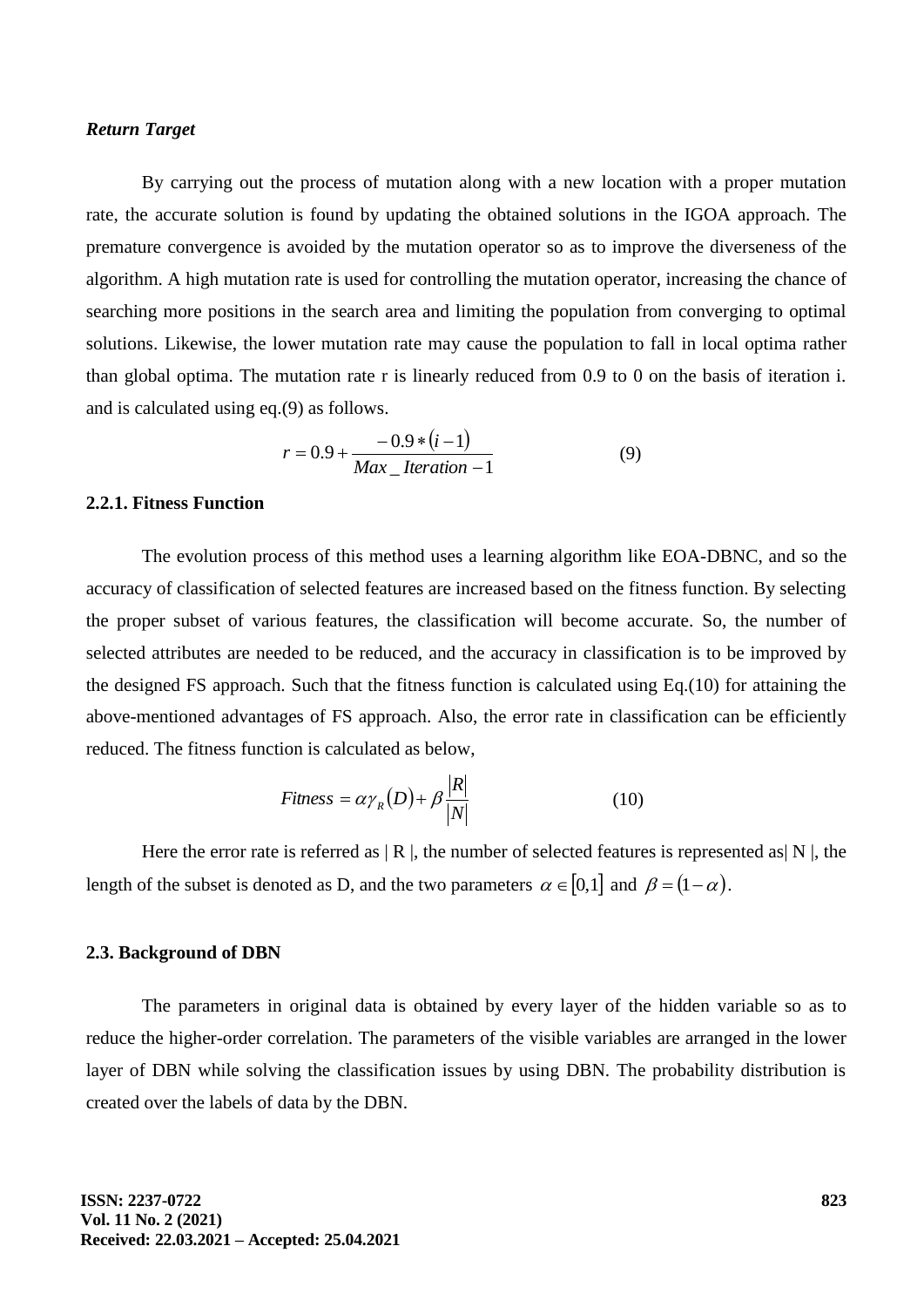***Return Target***

By carrying out the process of mutation along with a new location with a proper mutation rate, the accurate solution is found by updating the obtained solutions in the IGOA approach. The premature convergence is avoided by the mutation operator so as to improve the diverseness of the algorithm. A high mutation rate is used for controlling the mutation operator, increasing the chance of searching more positions in the search area and limiting the population from converging to optimal solutions. Likewise, the lower mutation rate may cause the population to fall in local optima rather than global optima. The mutation rate r is linearly reduced from 0.9 to 0 on the basis of iteration i. and is calculated using eq.(9) as follows.

$$r = 0.9 + \frac{-0.9 * (i-1)}{Max\_Iteration - 1} \tag{9}$$

### 2.2.1. Fitness Function

The evolution process of this method uses a learning algorithm like EOA-DBNC, and so the accuracy of classification of selected features are increased based on the fitness function. By selecting the proper subset of various features, the classification will become accurate. So, the number of selected attributes are needed to be reduced, and the accuracy in classification is to be improved by the designed FS approach. Such that the fitness function is calculated using Eq.(10) for attaining the above-mentioned advantages of FS approach. Also, the error rate in classification can be efficiently reduced. The fitness function is calculated as below,

$$Fitness = \alpha \gamma_R(D) + \beta \frac{|R|}{|N|} \tag{10}$$

Here the error rate is referred as | R |, the number of selected features is represented as| N |, the length of the subset is denoted as D, and the two parameters $\alpha \in [0,1]$ and $\beta = (1-\alpha)$.

### 2.3. Background of DBN

The parameters in original data is obtained by every layer of the hidden variable so as to reduce the higher-order correlation. The parameters of the visible variables are arranged in the lower layer of DBN while solving the classification issues by using DBN. The probability distribution is created over the labels of data by the DBN.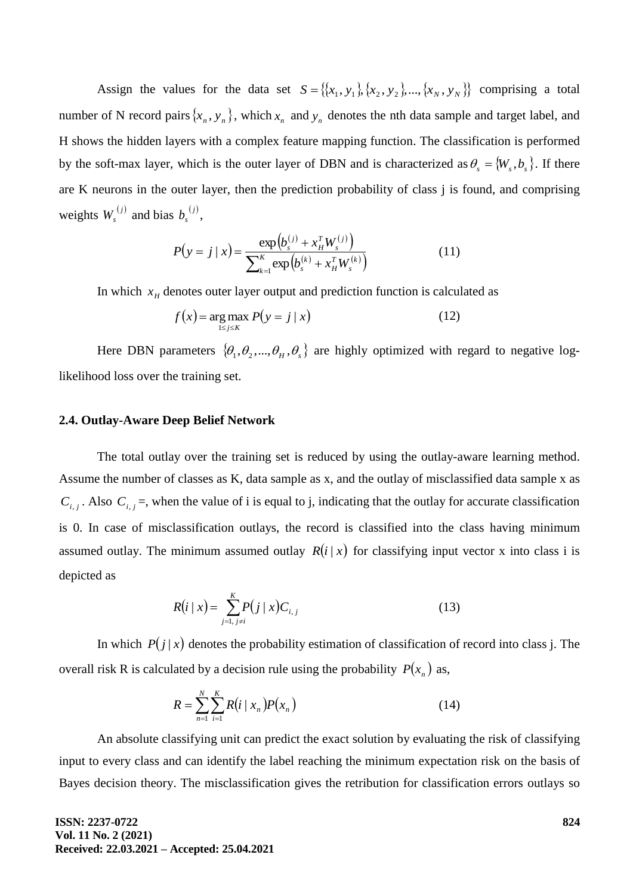Assign the values for the data set $S = \{\{x_1, y_1\}, \{x_2, y_2\}, ..., \{x_N, y_N\}\}$ comprising a total number of N record pairs $\{x_n, y_n\}$, which $x_n$ and $y_n$ denotes the nth data sample and target label, and H shows the hidden layers with a complex feature mapping function. The classification is performed by the soft-max layer, which is the outer layer of DBN and is characterized as $\theta_s = \{W_s, b_s\}$. If there are K neurons in the outer layer, then the prediction probability of class j is found, and comprising weights $W_s^{(j)}$ and bias $b_s^{(j)}$,

$$P(y = j \mid x) = \frac{\exp\left(b_s^{(j)} + x_H^T W_s^{(j)}\right)}{\sum_{k=1}^{K} \exp\left(b_s^{(k)} + x_H^T W_s^{(k)}\right)} \tag{11}$$

In which $x_H$ denotes outer layer output and prediction function is calculated as

$$f(x) = \underset{1 \le j \le K}{\arg\max}\, P(y = j \mid x) \tag{12}$$

Here DBN parameters $\{\theta_1, \theta_2, ..., \theta_H, \theta_s\}$ are highly optimized with regard to negative log-likelihood loss over the training set.

### 2.4. Outlay-Aware Deep Belief Network

The total outlay over the training set is reduced by using the outlay-aware learning method. Assume the number of classes as K, data sample as x, and the outlay of misclassified data sample x as $C_{i,j}$. Also $C_{i,j}$ =, when the value of i is equal to j, indicating that the outlay for accurate classification is 0. In case of misclassification outlays, the record is classified into the class having minimum assumed outlay. The minimum assumed outlay $R(i \mid x)$ for classifying input vector x into class i is depicted as

$$R(i \mid x) = \sum_{j=1,\, j \ne i}^{K} P(j \mid x) C_{i,j} \tag{13}$$

In which $P(j \mid x)$ denotes the probability estimation of classification of record into class j. The overall risk R is calculated by a decision rule using the probability $P(x_n)$ as,

$$R = \sum_{n=1}^{N} \sum_{i=1}^{K} R(i \mid x_n) P(x_n) \tag{14}$$

An absolute classifying unit can predict the exact solution by evaluating the risk of classifying input to every class and can identify the label reaching the minimum expectation risk on the basis of Bayes decision theory. The misclassification gives the retribution for classification errors outlays so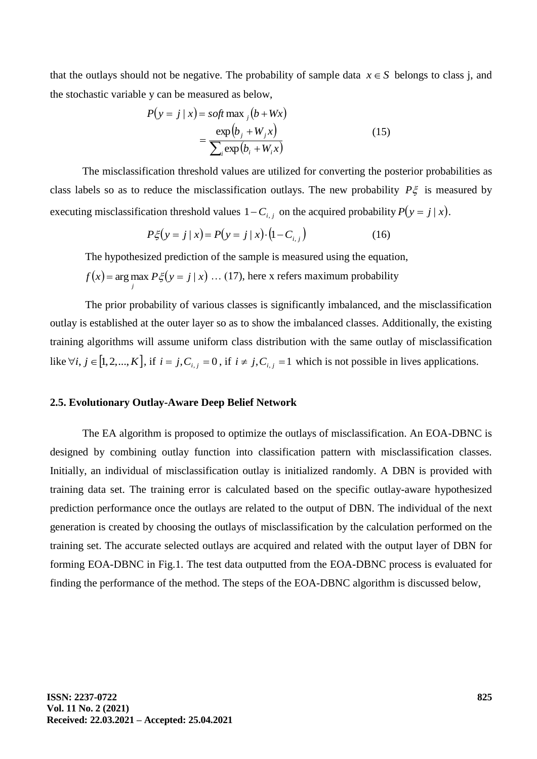that the outlays should not be negative. The probability of sample data $x \in S$ belongs to class j, and the stochastic variable y can be measured as below,

$$P(y = j \mid x) = soft\max_j (b + Wx) \\ = \frac{\exp(b_j + W_j x)}{\sum_i \exp(b_i + W_i x)} \tag{15}$$

The misclassification threshold values are utilized for converting the posterior probabilities as class labels so as to reduce the misclassification outlays. The new probability $P\xi$ is measured by executing misclassification threshold values $1 - C_{i,j}$ on the acquired probability $P(y = j \mid x)$.

$$P\xi(y = j \mid x) = P(y = j \mid x) \cdot (1 - C_{i,j}) \tag{16}$$

The hypothesized prediction of the sample is measured using the equation,

$f(x) = \arg\max_j P\xi(y = j \mid x)$ … (17), here x refers maximum probability

The prior probability of various classes is significantly imbalanced, and the misclassification outlay is established at the outer layer so as to show the imbalanced classes. Additionally, the existing training algorithms will assume uniform class distribution with the same outlay of misclassification like $\forall i, j \in [1, 2, ..., K]$, if $i = j, C_{i,j} = 0$, if $i \neq j, C_{i,j} = 1$ which is not possible in lives applications.

### 2.5. Evolutionary Outlay-Aware Deep Belief Network

The EA algorithm is proposed to optimize the outlays of misclassification. An EOA-DBNC is designed by combining outlay function into classification pattern with misclassification classes. Initially, an individual of misclassification outlay is initialized randomly. A DBN is provided with training data set. The training error is calculated based on the specific outlay-aware hypothesized prediction performance once the outlays are related to the output of DBN. The individual of the next generation is created by choosing the outlays of misclassification by the calculation performed on the training set. The accurate selected outlays are acquired and related with the output layer of DBN for forming EOA-DBNC in Fig.1. The test data outputted from the EOA-DBNC process is evaluated for finding the performance of the method. The steps of the EOA-DBNC algorithm is discussed below,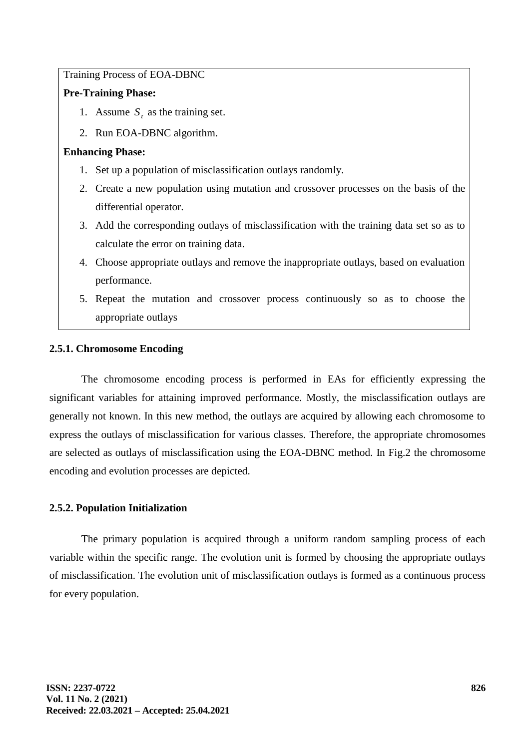Training Process of EOA-DBNC

**Pre-Training Phase:**

1. Assume $S_t$ as the training set.
2. Run EOA-DBNC algorithm.

**Enhancing Phase:**

1. Set up a population of misclassification outlays randomly.
2. Create a new population using mutation and crossover processes on the basis of the differential operator.
3. Add the corresponding outlays of misclassification with the training data set so as to calculate the error on training data.
4. Choose appropriate outlays and remove the inappropriate outlays, based on evaluation performance.
5. Repeat the mutation and crossover process continuously so as to choose the appropriate outlays

### 2.5.1. Chromosome Encoding

The chromosome encoding process is performed in EAs for efficiently expressing the significant variables for attaining improved performance. Mostly, the misclassification outlays are generally not known. In this new method, the outlays are acquired by allowing each chromosome to express the outlays of misclassification for various classes. Therefore, the appropriate chromosomes are selected as outlays of misclassification using the EOA-DBNC method. In Fig.2 the chromosome encoding and evolution processes are depicted.

### 2.5.2. Population Initialization

The primary population is acquired through a uniform random sampling process of each variable within the specific range. The evolution unit is formed by choosing the appropriate outlays of misclassification. The evolution unit of misclassification outlays is formed as a continuous process for every population.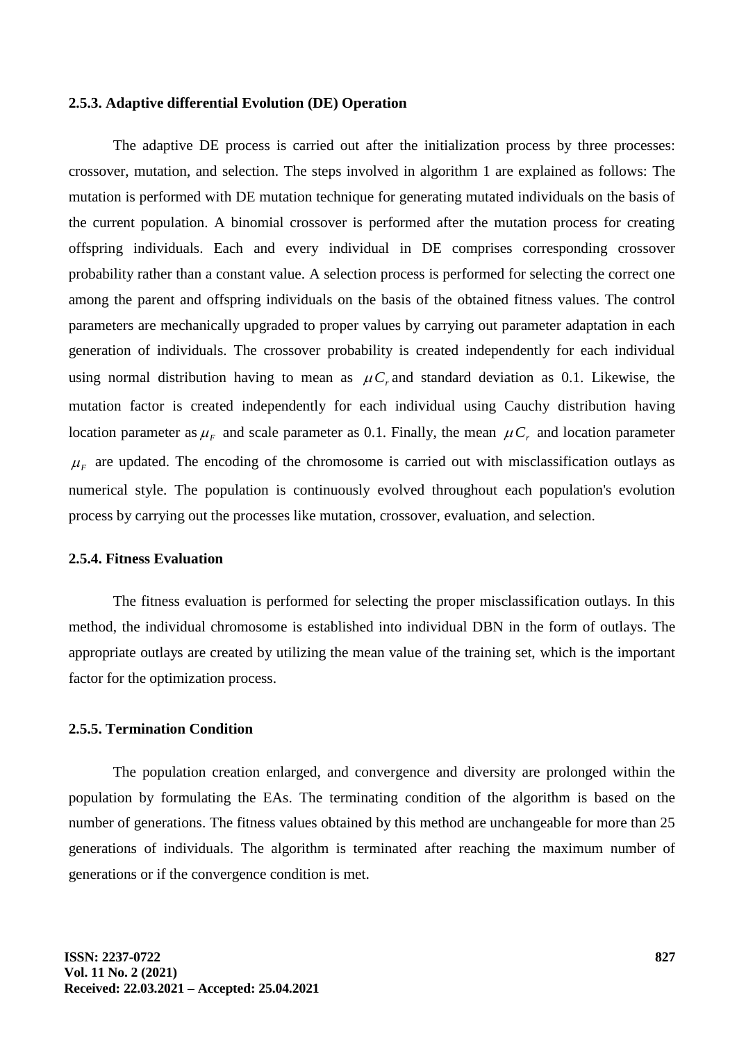### 2.5.3. Adaptive differential Evolution (DE) Operation

The adaptive DE process is carried out after the initialization process by three processes: crossover, mutation, and selection. The steps involved in algorithm 1 are explained as follows: The mutation is performed with DE mutation technique for generating mutated individuals on the basis of the current population. A binomial crossover is performed after the mutation process for creating offspring individuals. Each and every individual in DE comprises corresponding crossover probability rather than a constant value. A selection process is performed for selecting the correct one among the parent and offspring individuals on the basis of the obtained fitness values. The control parameters are mechanically upgraded to proper values by carrying out parameter adaptation in each generation of individuals. The crossover probability is created independently for each individual using normal distribution having to mean as $\mu C_r$ and standard deviation as 0.1. Likewise, the mutation factor is created independently for each individual using Cauchy distribution having location parameter as $\mu_F$ and scale parameter as 0.1. Finally, the mean $\mu C_r$ and location parameter $\mu_F$ are updated. The encoding of the chromosome is carried out with misclassification outlays as numerical style. The population is continuously evolved throughout each population's evolution process by carrying out the processes like mutation, crossover, evaluation, and selection.

### 2.5.4. Fitness Evaluation

The fitness evaluation is performed for selecting the proper misclassification outlays. In this method, the individual chromosome is established into individual DBN in the form of outlays. The appropriate outlays are created by utilizing the mean value of the training set, which is the important factor for the optimization process.

### 2.5.5. Termination Condition

The population creation enlarged, and convergence and diversity are prolonged within the population by formulating the EAs. The terminating condition of the algorithm is based on the number of generations. The fitness values obtained by this method are unchangeable for more than 25 generations of individuals. The algorithm is terminated after reaching the maximum number of generations or if the convergence condition is met.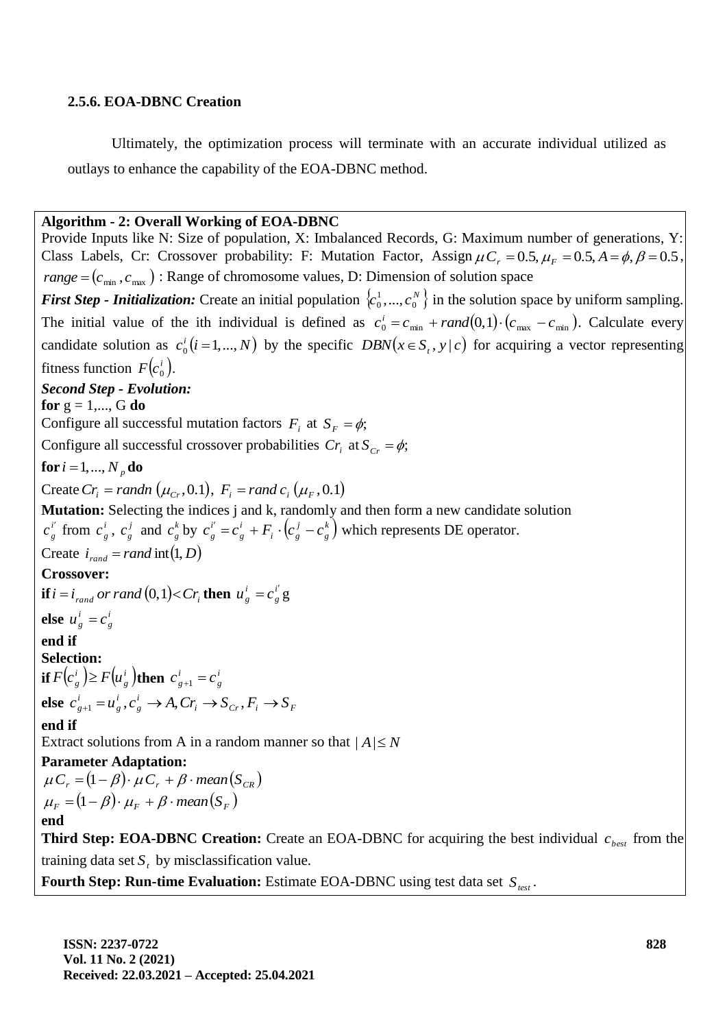### 2.5.6. EOA-DBNC Creation

Ultimately, the optimization process will terminate with an accurate individual utilized as outlays to enhance the capability of the EOA-DBNC method.

**Algorithm - 2: Overall Working of EOA-DBNC**

Provide Inputs like N: Size of population, X: Imbalanced Records, G: Maximum number of generations, Y: Class Labels, Cr: Crossover probability: F: Mutation Factor, Assign $\mu C_r = 0.5, \mu_F = 0.5, A = \phi, \beta = 0.5$, $range = (c_{\min}, c_{\max})$ : Range of chromosome values, D: Dimension of solution space

***First Step - Initialization:*** Create an initial population $\{c_0^1, ..., c_0^N\}$ in the solution space by uniform sampling. The initial value of the ith individual is defined as $c_0^i = c_{\min} + rand(0,1) \cdot (c_{\max} - c_{\min})$. Calculate every candidate solution as $c_0^i (i = 1, ..., N)$ by the specific $DBN(x \in S_t, y | c)$ for acquiring a vector representing fitness function $F(c_0^i)$.

***Second Step - Evolution:***

**for** g = 1,..., G **do**

Configure all successful mutation factors $F_i$ at $S_F = \phi$;

Configure all successful crossover probabilities $Cr_i$ at $S_{Cr} = \phi$;

**for** $i = 1, ..., N_p$ **do**

Create $Cr_i = randn(\mu_{Cr}, 0.1)$, $F_i = rand\, c_i(\mu_F, 0.1)$

**Mutation:** Selecting the indices j and k, randomly and then form a new candidate solution $c_g^{i'}$ from $c_g^i$, $c_g^j$ and $c_g^k$ by $c_g^{i'} = c_g^i + F_i \cdot (c_g^j - c_g^k)$ which represents DE operator.

Create $i_{rand} = rand\,\text{int}(1, D)$

**Crossover:**

**if** $i = i_{rand}$ *or* $rand(0,1) < Cr_i$ **then** $u_g^i = c_g^{i'}$ g

**else** $u_g^i = c_g^i$

**end if**

**Selection:**

**if** $F(c_g^i) \geq F(u_g^i)$ **then** $c_{g+1}^i = c_g^i$

**else** $c_{g+1}^i = u_g^i, c_g^i \to A, Cr_i \to S_{Cr}, F_i \to S_F$

**end if**

Extract solutions from A in a random manner so that $|A| \leq N$

**Parameter Adaptation:**

$\mu C_r = (1 - \beta) \cdot \mu C_r + \beta \cdot mean(S_{CR})$

$\mu_F = (1 - \beta) \cdot \mu_F + \beta \cdot mean(S_F)$

**end**

**Third Step: EOA-DBNC Creation:** Create an EOA-DBNC for acquiring the best individual $c_{best}$ from the training data set $S_t$ by misclassification value.

**Fourth Step: Run-time Evaluation:** Estimate EOA-DBNC using test data set $S_{test}$.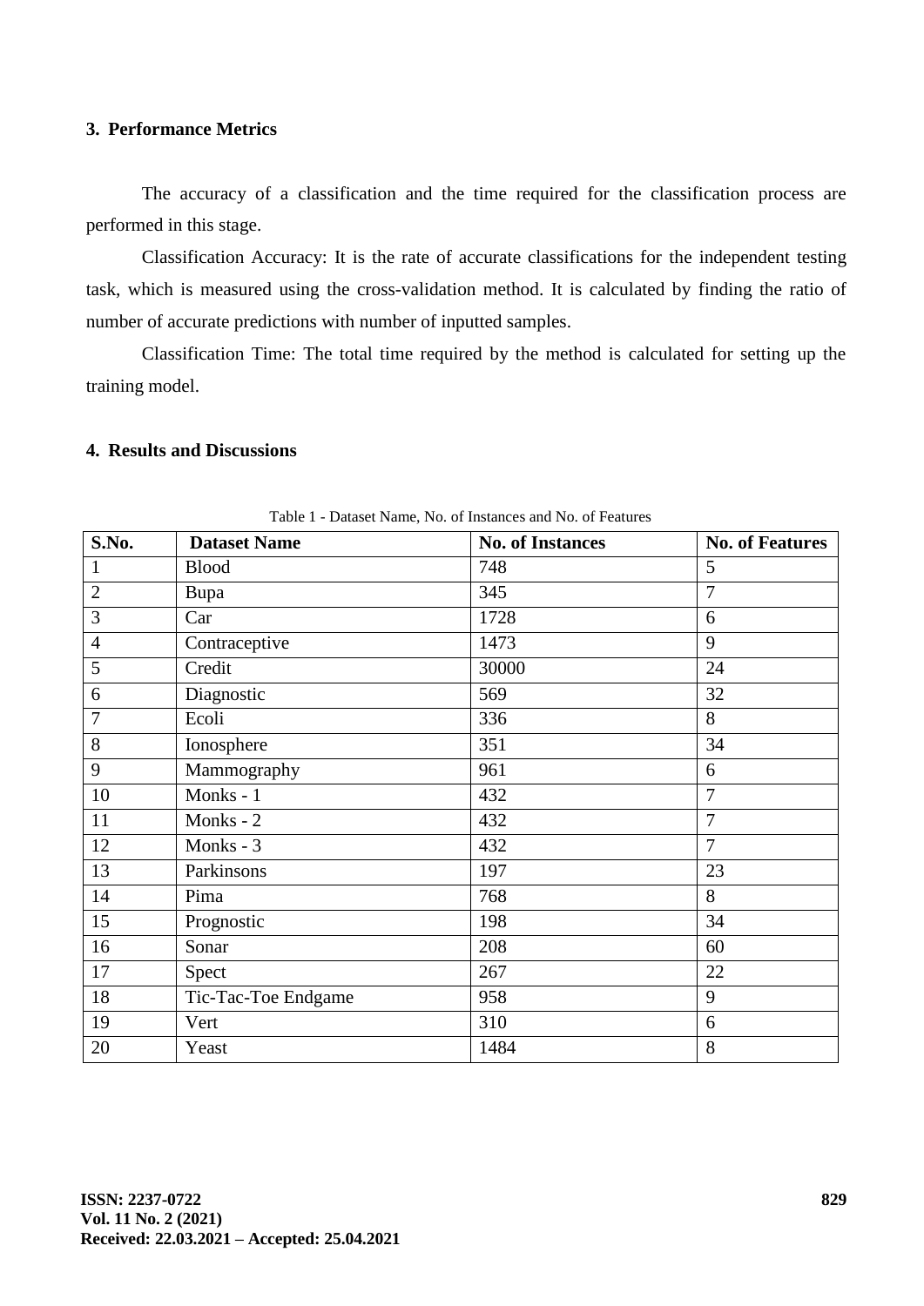### 3. Performance Metrics

The accuracy of a classification and the time required for the classification process are performed in this stage.

Classification Accuracy: It is the rate of accurate classifications for the independent testing task, which is measured using the cross-validation method. It is calculated by finding the ratio of number of accurate predictions with number of inputted samples.

Classification Time: The total time required by the method is calculated for setting up the training model.

### 4. Results and Discussions

Table 1 - Dataset Name, No. of Instances and No. of Features

| S.No. | Dataset Name | No. of Instances | No. of Features |
|---|---|---|---|
| 1 | Blood | 748 | 5 |
| 2 | Bupa | 345 | 7 |
| 3 | Car | 1728 | 6 |
| 4 | Contraceptive | 1473 | 9 |
| 5 | Credit | 30000 | 24 |
| 6 | Diagnostic | 569 | 32 |
| 7 | Ecoli | 336 | 8 |
| 8 | Ionosphere | 351 | 34 |
| 9 | Mammography | 961 | 6 |
| 10 | Monks - 1 | 432 | 7 |
| 11 | Monks - 2 | 432 | 7 |
| 12 | Monks - 3 | 432 | 7 |
| 13 | Parkinsons | 197 | 23 |
| 14 | Pima | 768 | 8 |
| 15 | Prognostic | 198 | 34 |
| 16 | Sonar | 208 | 60 |
| 17 | Spect | 267 | 22 |
| 18 | Tic-Tac-Toe Endgame | 958 | 9 |
| 19 | Vert | 310 | 6 |
| 20 | Yeast | 1484 | 8 |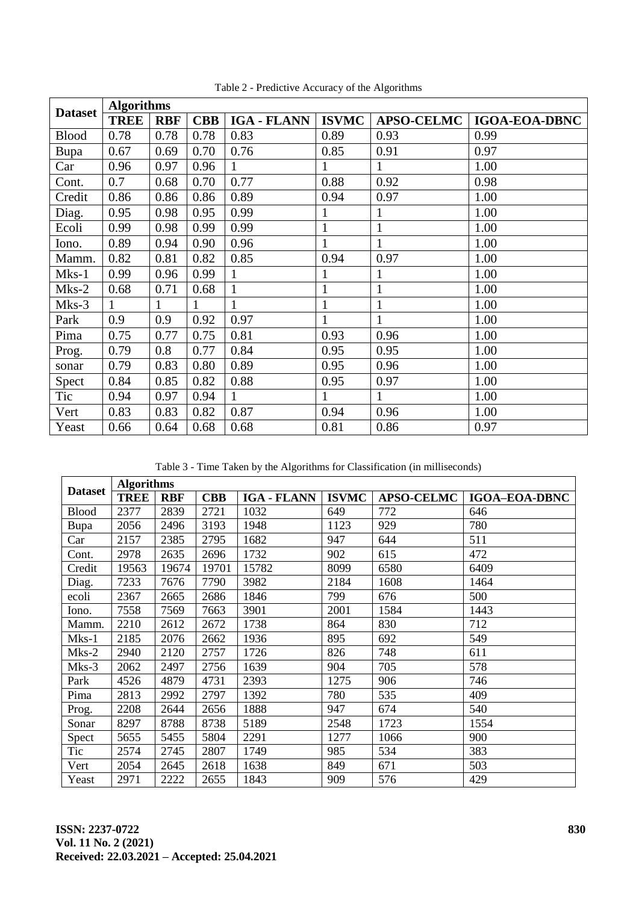Table 2 - Predictive Accuracy of the Algorithms

| Dataset | Algorithms | | | | | | |
|---|---|---|---|---|---|---|---|
| | **TREE** | **RBF** | **CBB** | **IGA - FLANN** | **ISVMC** | **APSO-CELMC** | **IGOA-EOA-DBNC** |
| Blood | 0.78 | 0.78 | 0.78 | 0.83 | 0.89 | 0.93 | 0.99 |
| Bupa | 0.67 | 0.69 | 0.70 | 0.76 | 0.85 | 0.91 | 0.97 |
| Car | 0.96 | 0.97 | 0.96 | 1 | 1 | 1 | 1.00 |
| Cont. | 0.7 | 0.68 | 0.70 | 0.77 | 0.88 | 0.92 | 0.98 |
| Credit | 0.86 | 0.86 | 0.86 | 0.89 | 0.94 | 0.97 | 1.00 |
| Diag. | 0.95 | 0.98 | 0.95 | 0.99 | 1 | 1 | 1.00 |
| Ecoli | 0.99 | 0.98 | 0.99 | 0.99 | 1 | 1 | 1.00 |
| Iono. | 0.89 | 0.94 | 0.90 | 0.96 | 1 | 1 | 1.00 |
| Mamm. | 0.82 | 0.81 | 0.82 | 0.85 | 0.94 | 0.97 | 1.00 |
| Mks-1 | 0.99 | 0.96 | 0.99 | 1 | 1 | 1 | 1.00 |
| Mks-2 | 0.68 | 0.71 | 0.68 | 1 | 1 | 1 | 1.00 |
| Mks-3 | 1 | 1 | 1 | 1 | 1 | 1 | 1.00 |
| Park | 0.9 | 0.9 | 0.92 | 0.97 | 1 | 1 | 1.00 |
| Pima | 0.75 | 0.77 | 0.75 | 0.81 | 0.93 | 0.96 | 1.00 |
| Prog. | 0.79 | 0.8 | 0.77 | 0.84 | 0.95 | 0.95 | 1.00 |
| sonar | 0.79 | 0.83 | 0.80 | 0.89 | 0.95 | 0.96 | 1.00 |
| Spect | 0.84 | 0.85 | 0.82 | 0.88 | 0.95 | 0.97 | 1.00 |
| Tic | 0.94 | 0.97 | 0.94 | 1 | 1 | 1 | 1.00 |
| Vert | 0.83 | 0.83 | 0.82 | 0.87 | 0.94 | 0.96 | 1.00 |
| Yeast | 0.66 | 0.64 | 0.68 | 0.68 | 0.81 | 0.86 | 0.97 |

Table 3 - Time Taken by the Algorithms for Classification (in milliseconds)

| Dataset | Algorithms | | | | | | |
|---|---|---|---|---|---|---|---|
| | **TREE** | **RBF** | **CBB** | **IGA - FLANN** | **ISVMC** | **APSO-CELMC** | **IGOA–EOA-DBNC** |
| Blood | 2377 | 2839 | 2721 | 1032 | 649 | 772 | 646 |
| Bupa | 2056 | 2496 | 3193 | 1948 | 1123 | 929 | 780 |
| Car | 2157 | 2385 | 2795 | 1682 | 947 | 644 | 511 |
| Cont. | 2978 | 2635 | 2696 | 1732 | 902 | 615 | 472 |
| Credit | 19563 | 19674 | 19701 | 15782 | 8099 | 6580 | 6409 |
| Diag. | 7233 | 7676 | 7790 | 3982 | 2184 | 1608 | 1464 |
| ecoli | 2367 | 2665 | 2686 | 1846 | 799 | 676 | 500 |
| Iono. | 7558 | 7569 | 7663 | 3901 | 2001 | 1584 | 1443 |
| Mamm. | 2210 | 2612 | 2672 | 1738 | 864 | 830 | 712 |
| Mks-1 | 2185 | 2076 | 2662 | 1936 | 895 | 692 | 549 |
| Mks-2 | 2940 | 2120 | 2757 | 1726 | 826 | 748 | 611 |
| Mks-3 | 2062 | 2497 | 2756 | 1639 | 904 | 705 | 578 |
| Park | 4526 | 4879 | 4731 | 2393 | 1275 | 906 | 746 |
| Pima | 2813 | 2992 | 2797 | 1392 | 780 | 535 | 409 |
| Prog. | 2208 | 2644 | 2656 | 1888 | 947 | 674 | 540 |
| Sonar | 8297 | 8788 | 8738 | 5189 | 2548 | 1723 | 1554 |
| Spect | 5655 | 5455 | 5804 | 2291 | 1277 | 1066 | 900 |
| Tic | 2574 | 2745 | 2807 | 1749 | 985 | 534 | 383 |
| Vert | 2054 | 2645 | 2618 | 1638 | 849 | 671 | 503 |
| Yeast | 2971 | 2222 | 2655 | 1843 | 909 | 576 | 429 |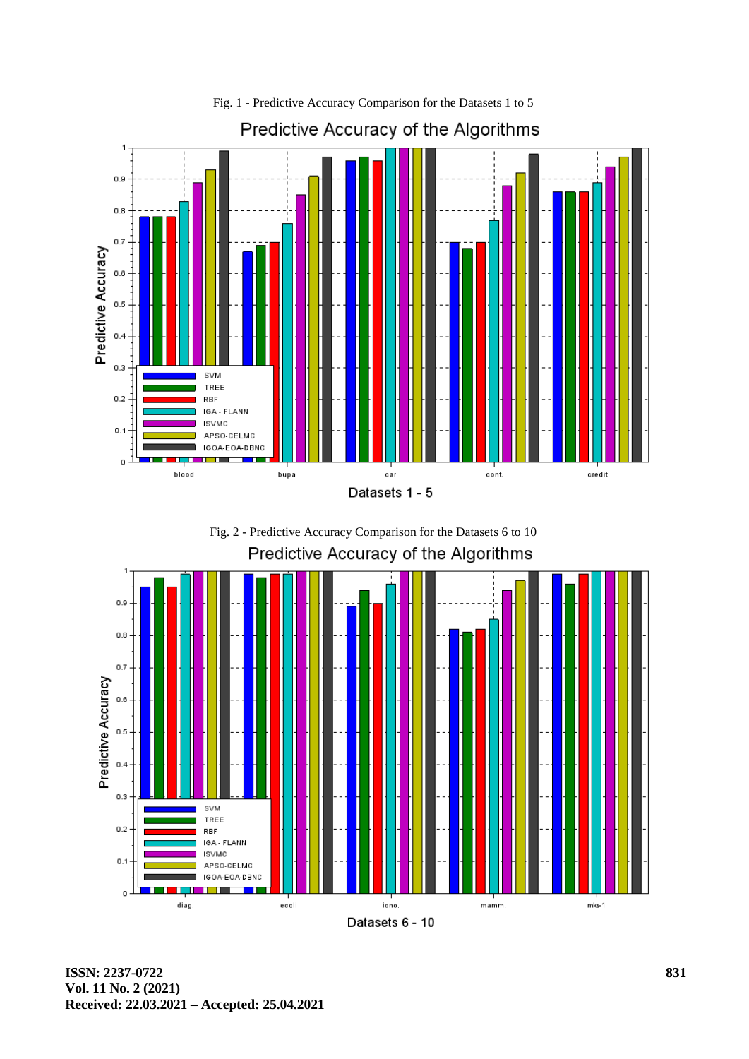Fig. 1 - Predictive Accuracy Comparison for the Datasets 1 to 5

Fig. 2 - Predictive Accuracy Comparison for the Datasets 6 to 10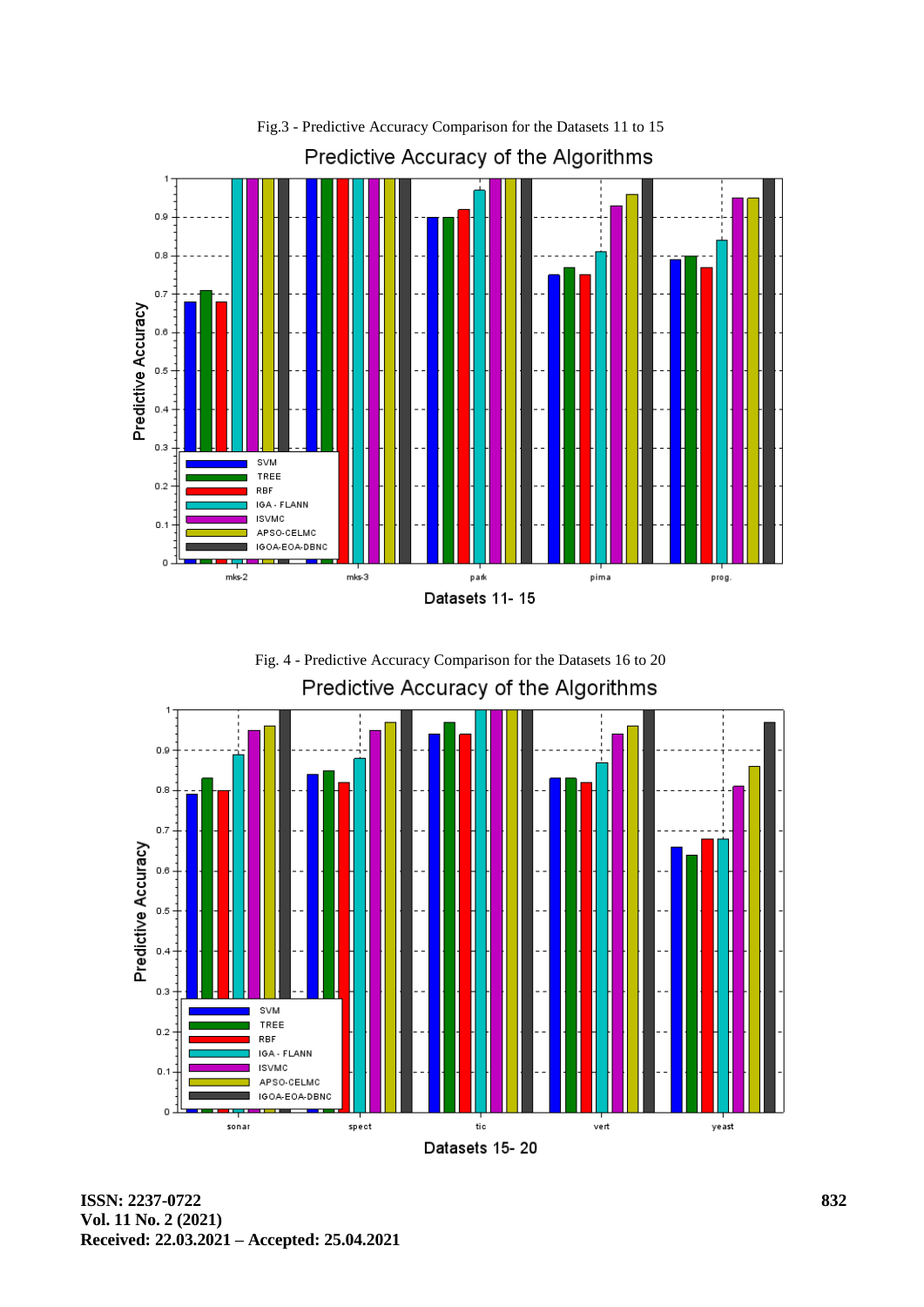Fig.3 - Predictive Accuracy Comparison for the Datasets 11 to 15

Fig. 4 - Predictive Accuracy Comparison for the Datasets 16 to 20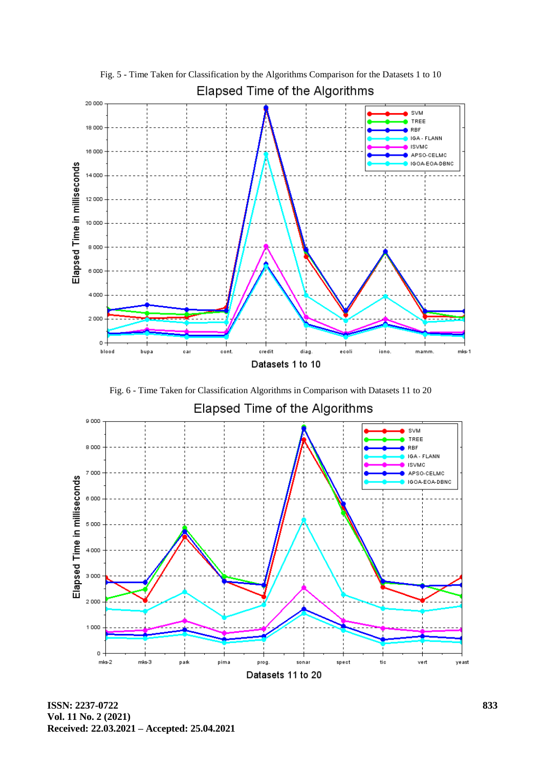Fig. 5 - Time Taken for Classification by the Algorithms Comparison for the Datasets 1 to 10

Fig. 6 - Time Taken for Classification Algorithms in Comparison with Datasets 11 to 20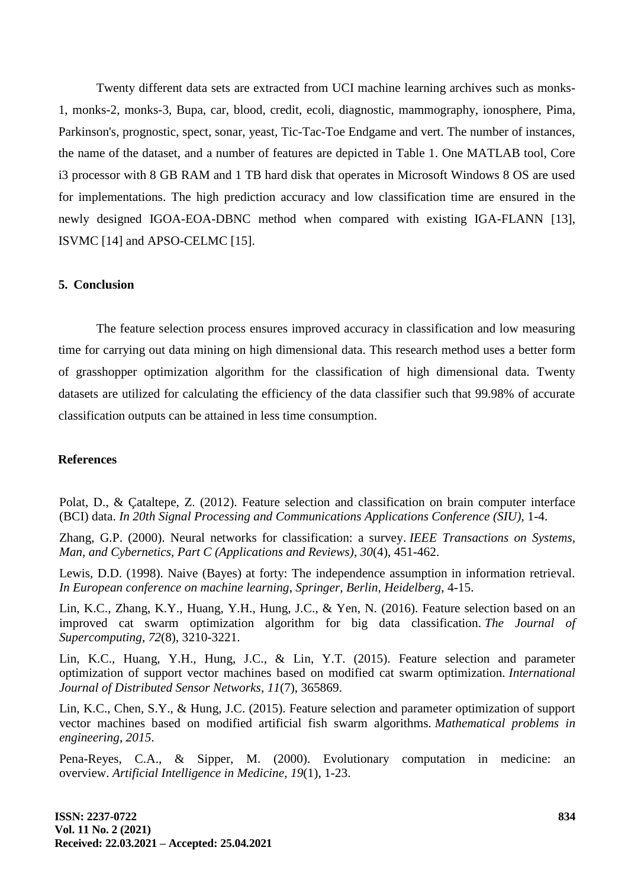Twenty different data sets are extracted from UCI machine learning archives such as monks-1, monks-2, monks-3, Bupa, car, blood, credit, ecoli, diagnostic, mammography, ionosphere, Pima, Parkinson's, prognostic, spect, sonar, yeast, Tic-Tac-Toe Endgame and vert. The number of instances, the name of the dataset, and a number of features are depicted in Table 1. One MATLAB tool, Core i3 processor with 8 GB RAM and 1 TB hard disk that operates in Microsoft Windows 8 OS are used for implementations. The high prediction accuracy and low classification time are ensured in the newly designed IGOA-EOA-DBNC method when compared with existing IGA-FLANN [13], ISVMC [14] and APSO-CELMC [15].

## 5. Conclusion

The feature selection process ensures improved accuracy in classification and low measuring time for carrying out data mining on high dimensional data. This research method uses a better form of grasshopper optimization algorithm for the classification of high dimensional data. Twenty datasets are utilized for calculating the efficiency of the data classifier such that 99.98% of accurate classification outputs can be attained in less time consumption.

## References

Polat, D., & Çataltepe, Z. (2012). Feature selection and classification on brain computer interface (BCI) data. *In 20th Signal Processing and Communications Applications Conference (SIU)*, 1-4.

Zhang, G.P. (2000). Neural networks for classification: a survey. *IEEE Transactions on Systems, Man, and Cybernetics, Part C (Applications and Reviews)*, *30*(4), 451-462.

Lewis, D.D. (1998). Naive (Bayes) at forty: The independence assumption in information retrieval. *In European conference on machine learning, Springer, Berlin, Heidelberg,* 4-15.

Lin, K.C., Zhang, K.Y., Huang, Y.H., Hung, J.C., & Yen, N. (2016). Feature selection based on an improved cat swarm optimization algorithm for big data classification. *The Journal of Supercomputing*, *72*(8), 3210-3221.

Lin, K.C., Huang, Y.H., Hung, J.C., & Lin, Y.T. (2015). Feature selection and parameter optimization of support vector machines based on modified cat swarm optimization. *International Journal of Distributed Sensor Networks*, *11*(7), 365869.

Lin, K.C., Chen, S.Y., & Hung, J.C. (2015). Feature selection and parameter optimization of support vector machines based on modified artificial fish swarm algorithms. *Mathematical problems in engineering*, *2015*.

Pena-Reyes, C.A., & Sipper, M. (2000). Evolutionary computation in medicine: an overview. *Artificial Intelligence in Medicine*, *19*(1), 1-23.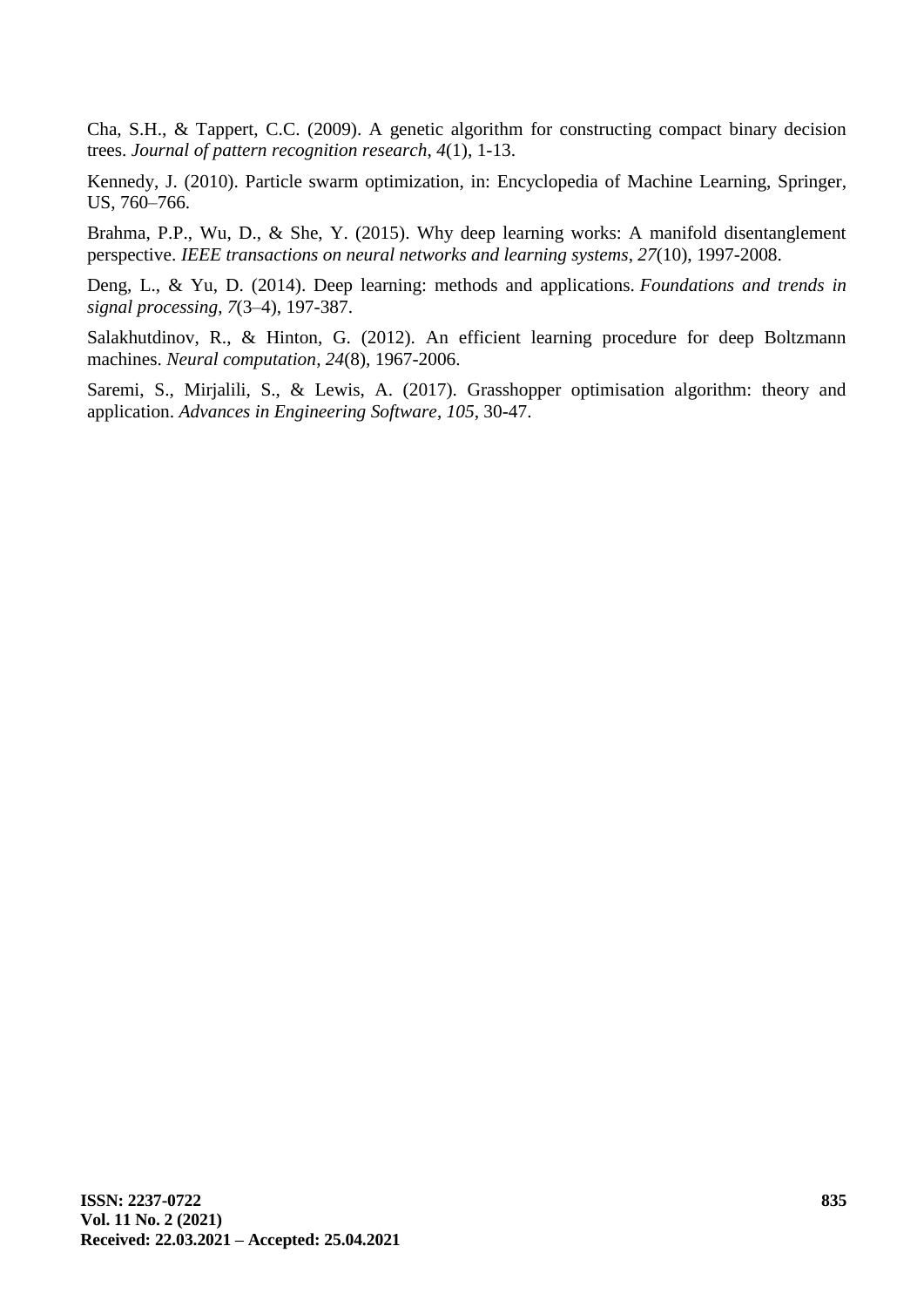Cha, S.H., & Tappert, C.C. (2009). A genetic algorithm for constructing compact binary decision trees. *Journal of pattern recognition research*, *4*(1), 1-13.

Kennedy, J. (2010). Particle swarm optimization, in: Encyclopedia of Machine Learning, Springer, US, 760–766.

Brahma, P.P., Wu, D., & She, Y. (2015). Why deep learning works: A manifold disentanglement perspective. *IEEE transactions on neural networks and learning systems*, *27*(10), 1997-2008.

Deng, L., & Yu, D. (2014). Deep learning: methods and applications. *Foundations and trends in signal processing*, *7*(3–4), 197-387.

Salakhutdinov, R., & Hinton, G. (2012). An efficient learning procedure for deep Boltzmann machines. *Neural computation*, *24*(8), 1967-2006.

Saremi, S., Mirjalili, S., & Lewis, A. (2017). Grasshopper optimisation algorithm: theory and application. *Advances in Engineering Software*, *105*, 30-47.